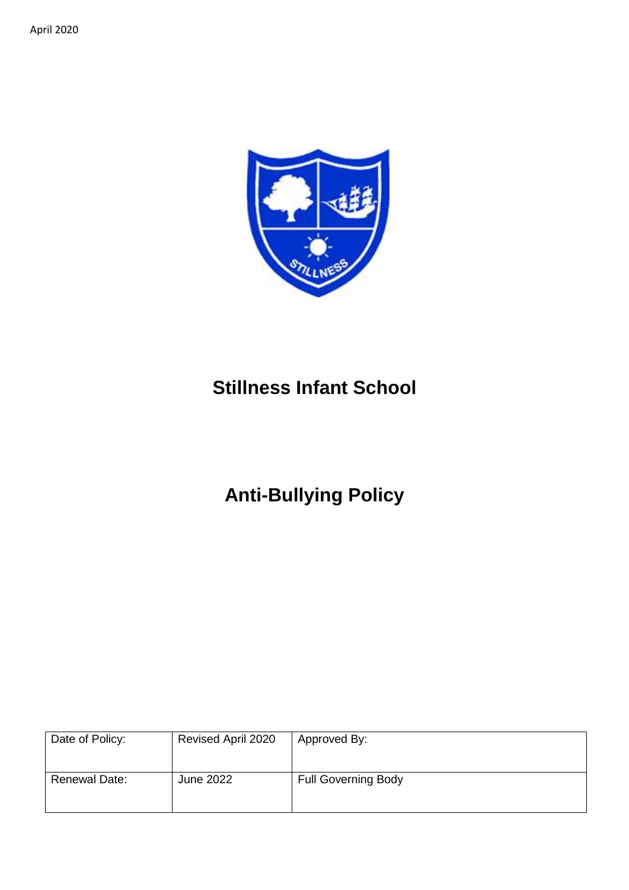April 2020

# Stillness Infant School

# Anti-Bullying Policy

| Date of Policy: | Revised April 2020 | Approved By: |
| --- | --- | --- |
| Renewal Date: | June 2022 | Full Governing Body |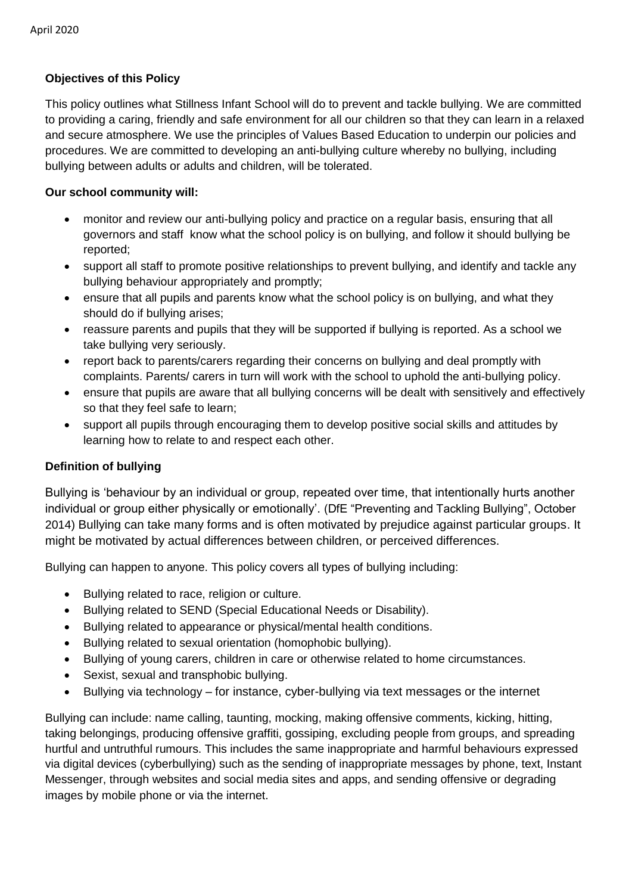**Objectives of this Policy**

This policy outlines what Stillness Infant School will do to prevent and tackle bullying. We are committed to providing a caring, friendly and safe environment for all our children so that they can learn in a relaxed and secure atmosphere. We use the principles of Values Based Education to underpin our policies and procedures. We are committed to developing an anti-bullying culture whereby no bullying, including bullying between adults or adults and children, will be tolerated.

**Our school community will:**

- monitor and review our anti-bullying policy and practice on a regular basis, ensuring that all governors and staff know what the school policy is on bullying, and follow it should bullying be reported;
- support all staff to promote positive relationships to prevent bullying, and identify and tackle any bullying behaviour appropriately and promptly;
- ensure that all pupils and parents know what the school policy is on bullying, and what they should do if bullying arises;
- reassure parents and pupils that they will be supported if bullying is reported. As a school we take bullying very seriously.
- report back to parents/carers regarding their concerns on bullying and deal promptly with complaints. Parents/ carers in turn will work with the school to uphold the anti-bullying policy.
- ensure that pupils are aware that all bullying concerns will be dealt with sensitively and effectively so that they feel safe to learn;
- support all pupils through encouraging them to develop positive social skills and attitudes by learning how to relate to and respect each other.

**Definition of bullying**

Bullying is 'behaviour by an individual or group, repeated over time, that intentionally hurts another individual or group either physically or emotionally'. (DfE "Preventing and Tackling Bullying", October 2014) Bullying can take many forms and is often motivated by prejudice against particular groups. It might be motivated by actual differences between children, or perceived differences.

Bullying can happen to anyone. This policy covers all types of bullying including:

- Bullying related to race, religion or culture.
- Bullying related to SEND (Special Educational Needs or Disability).
- Bullying related to appearance or physical/mental health conditions.
- Bullying related to sexual orientation (homophobic bullying).
- Bullying of young carers, children in care or otherwise related to home circumstances.
- Sexist, sexual and transphobic bullying.
- Bullying via technology – for instance, cyber-bullying via text messages or the internet

Bullying can include: name calling, taunting, mocking, making offensive comments, kicking, hitting, taking belongings, producing offensive graffiti, gossiping, excluding people from groups, and spreading hurtful and untruthful rumours. This includes the same inappropriate and harmful behaviours expressed via digital devices (cyberbullying) such as the sending of inappropriate messages by phone, text, Instant Messenger, through websites and social media sites and apps, and sending offensive or degrading images by mobile phone or via the internet.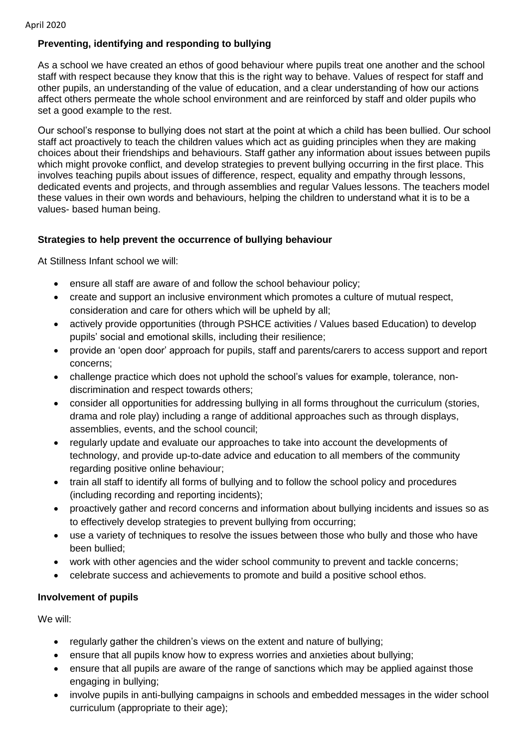### Preventing, identifying and responding to bullying

As a school we have created an ethos of good behaviour where pupils treat one another and the school staff with respect because they know that this is the right way to behave. Values of respect for staff and other pupils, an understanding of the value of education, and a clear understanding of how our actions affect others permeate the whole school environment and are reinforced by staff and older pupils who set a good example to the rest.

Our school's response to bullying does not start at the point at which a child has been bullied. Our school staff act proactively to teach the children values which act as guiding principles when they are making choices about their friendships and behaviours. Staff gather any information about issues between pupils which might provoke conflict, and develop strategies to prevent bullying occurring in the first place. This involves teaching pupils about issues of difference, respect, equality and empathy through lessons, dedicated events and projects, and through assemblies and regular Values lessons. The teachers model these values in their own words and behaviours, helping the children to understand what it is to be a values- based human being.

### Strategies to help prevent the occurrence of bullying behaviour

At Stillness Infant school we will:

- ensure all staff are aware of and follow the school behaviour policy;
- create and support an inclusive environment which promotes a culture of mutual respect, consideration and care for others which will be upheld by all;
- actively provide opportunities (through PSHCE activities / Values based Education) to develop pupils' social and emotional skills, including their resilience;
- provide an 'open door' approach for pupils, staff and parents/carers to access support and report concerns;
- challenge practice which does not uphold the school's values for example, tolerance, non-discrimination and respect towards others;
- consider all opportunities for addressing bullying in all forms throughout the curriculum (stories, drama and role play) including a range of additional approaches such as through displays, assemblies, events, and the school council;
- regularly update and evaluate our approaches to take into account the developments of technology, and provide up-to-date advice and education to all members of the community regarding positive online behaviour;
- train all staff to identify all forms of bullying and to follow the school policy and procedures (including recording and reporting incidents);
- proactively gather and record concerns and information about bullying incidents and issues so as to effectively develop strategies to prevent bullying from occurring;
- use a variety of techniques to resolve the issues between those who bully and those who have been bullied;
- work with other agencies and the wider school community to prevent and tackle concerns;
- celebrate success and achievements to promote and build a positive school ethos.

### Involvement of pupils

We will:

- regularly gather the children's views on the extent and nature of bullying;
- ensure that all pupils know how to express worries and anxieties about bullying;
- ensure that all pupils are aware of the range of sanctions which may be applied against those engaging in bullying;
- involve pupils in anti-bullying campaigns in schools and embedded messages in the wider school curriculum (appropriate to their age);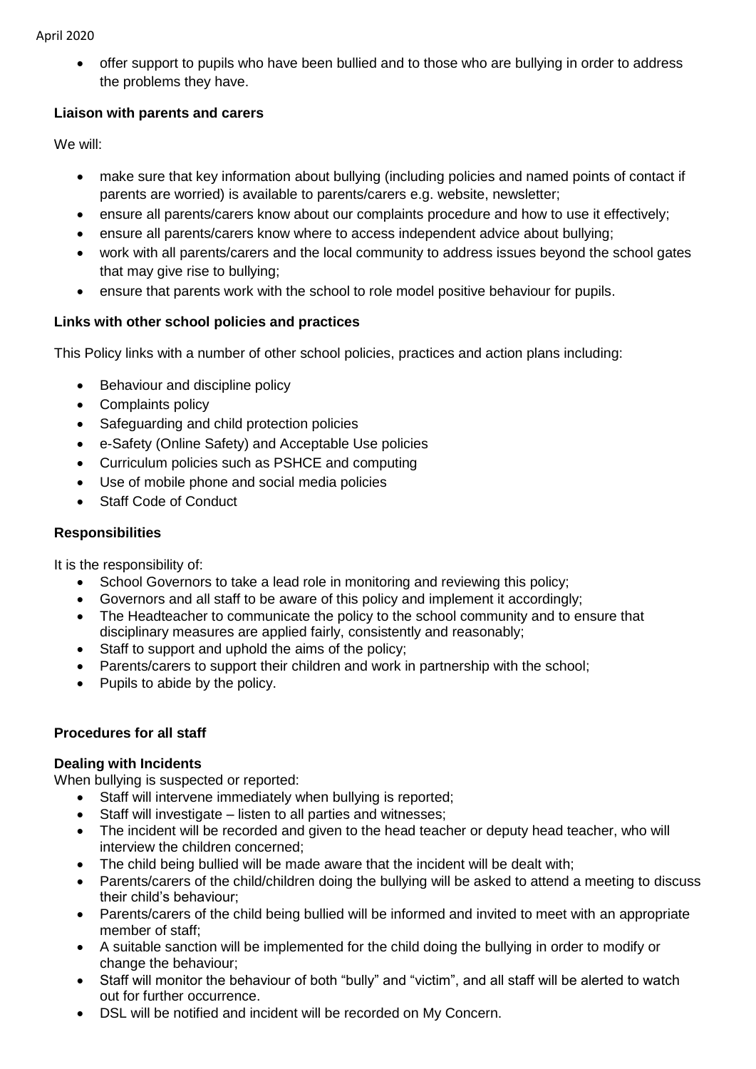- offer support to pupils who have been bullied and to those who are bullying in order to address the problems they have.

**Liaison with parents and carers**

We will:

- make sure that key information about bullying (including policies and named points of contact if parents are worried) is available to parents/carers e.g. website, newsletter;
- ensure all parents/carers know about our complaints procedure and how to use it effectively;
- ensure all parents/carers know where to access independent advice about bullying;
- work with all parents/carers and the local community to address issues beyond the school gates that may give rise to bullying;
- ensure that parents work with the school to role model positive behaviour for pupils.

**Links with other school policies and practices**

This Policy links with a number of other school policies, practices and action plans including:

- Behaviour and discipline policy
- Complaints policy
- Safeguarding and child protection policies
- e-Safety (Online Safety) and Acceptable Use policies
- Curriculum policies such as PSHCE and computing
- Use of mobile phone and social media policies
- Staff Code of Conduct

**Responsibilities**

It is the responsibility of:

- School Governors to take a lead role in monitoring and reviewing this policy;
- Governors and all staff to be aware of this policy and implement it accordingly;
- The Headteacher to communicate the policy to the school community and to ensure that disciplinary measures are applied fairly, consistently and reasonably;
- Staff to support and uphold the aims of the policy;
- Parents/carers to support their children and work in partnership with the school;
- Pupils to abide by the policy.

**Procedures for all staff**

**Dealing with Incidents**

When bullying is suspected or reported:

- Staff will intervene immediately when bullying is reported;
- Staff will investigate – listen to all parties and witnesses;
- The incident will be recorded and given to the head teacher or deputy head teacher, who will interview the children concerned;
- The child being bullied will be made aware that the incident will be dealt with;
- Parents/carers of the child/children doing the bullying will be asked to attend a meeting to discuss their child's behaviour;
- Parents/carers of the child being bullied will be informed and invited to meet with an appropriate member of staff;
- A suitable sanction will be implemented for the child doing the bullying in order to modify or change the behaviour;
- Staff will monitor the behaviour of both "bully" and "victim", and all staff will be alerted to watch out for further occurrence.
- DSL will be notified and incident will be recorded on My Concern.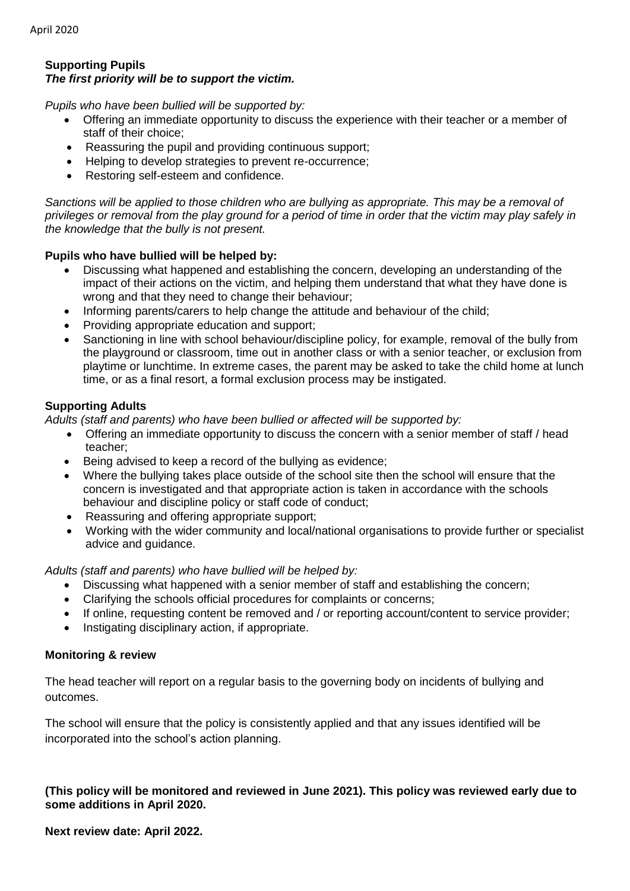**Supporting Pupils**
***The first priority will be to support the victim.***

*Pupils who have been bullied will be supported by:*

- Offering an immediate opportunity to discuss the experience with their teacher or a member of staff of their choice;
- Reassuring the pupil and providing continuous support;
- Helping to develop strategies to prevent re-occurrence;
- Restoring self-esteem and confidence.

*Sanctions will be applied to those children who are bullying as appropriate. This may be a removal of privileges or removal from the play ground for a period of time in order that the victim may play safely in the knowledge that the bully is not present.*

**Pupils who have bullied will be helped by:**

- Discussing what happened and establishing the concern, developing an understanding of the impact of their actions on the victim, and helping them understand that what they have done is wrong and that they need to change their behaviour;
- Informing parents/carers to help change the attitude and behaviour of the child;
- Providing appropriate education and support;
- Sanctioning in line with school behaviour/discipline policy, for example, removal of the bully from the playground or classroom, time out in another class or with a senior teacher, or exclusion from playtime or lunchtime. In extreme cases, the parent may be asked to take the child home at lunch time, or as a final resort, a formal exclusion process may be instigated.

**Supporting Adults**

*Adults (staff and parents) who have been bullied or affected will be supported by:*

- Offering an immediate opportunity to discuss the concern with a senior member of staff / head teacher;
- Being advised to keep a record of the bullying as evidence;
- Where the bullying takes place outside of the school site then the school will ensure that the concern is investigated and that appropriate action is taken in accordance with the schools behaviour and discipline policy or staff code of conduct;
- Reassuring and offering appropriate support;
- Working with the wider community and local/national organisations to provide further or specialist advice and guidance.

*Adults (staff and parents) who have bullied will be helped by:*

- Discussing what happened with a senior member of staff and establishing the concern;
- Clarifying the schools official procedures for complaints or concerns;
- If online, requesting content be removed and / or reporting account/content to service provider;
- Instigating disciplinary action, if appropriate.

**Monitoring & review**

The head teacher will report on a regular basis to the governing body on incidents of bullying and outcomes.

The school will ensure that the policy is consistently applied and that any issues identified will be incorporated into the school's action planning.

**(This policy will be monitored and reviewed in June 2021). This policy was reviewed early due to some additions in April 2020.**

**Next review date: April 2022.**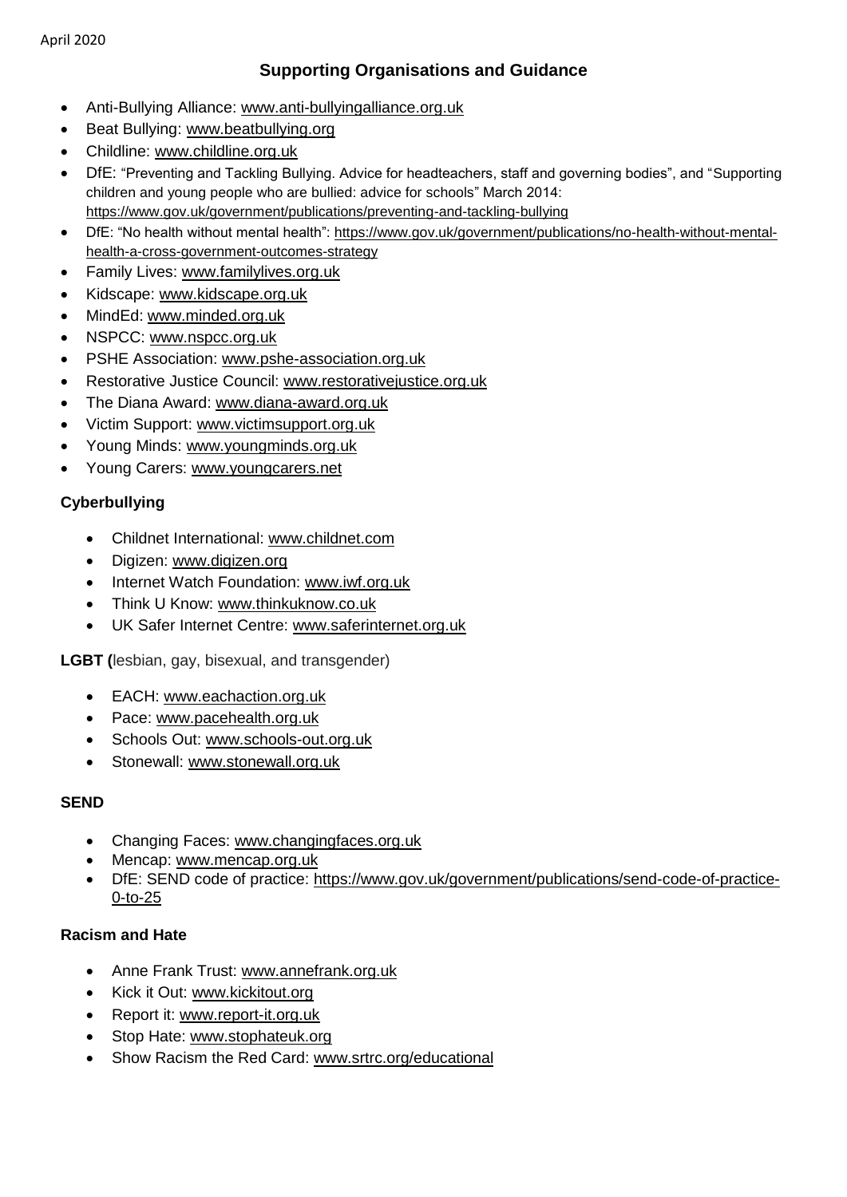April 2020

## Supporting Organisations and Guidance

- Anti-Bullying Alliance: www.anti-bullyingalliance.org.uk
- Beat Bullying: www.beatbullying.org
- Childline: www.childline.org.uk
- DfE: "Preventing and Tackling Bullying. Advice for headteachers, staff and governing bodies", and "Supporting children and young people who are bullied: advice for schools" March 2014: https://www.gov.uk/government/publications/preventing-and-tackling-bullying
- DfE: "No health without mental health": https://www.gov.uk/government/publications/no-health-without-mental-health-a-cross-government-outcomes-strategy
- Family Lives: www.familylives.org.uk
- Kidscape: www.kidscape.org.uk
- MindEd: www.minded.org.uk
- NSPCC: www.nspcc.org.uk
- PSHE Association: www.pshe-association.org.uk
- Restorative Justice Council: www.restorativejustice.org.uk
- The Diana Award: www.diana-award.org.uk
- Victim Support: www.victimsupport.org.uk
- Young Minds: www.youngminds.org.uk
- Young Carers: www.youngcarers.net

### Cyberbullying

- Childnet International: www.childnet.com
- Digizen: www.digizen.org
- Internet Watch Foundation: www.iwf.org.uk
- Think U Know: www.thinkuknow.co.uk
- UK Safer Internet Centre: www.saferinternet.org.uk

**LGBT (**lesbian, gay, bisexual, and transgender)

- EACH: www.eachaction.org.uk
- Pace: www.pacehealth.org.uk
- Schools Out: www.schools-out.org.uk
- Stonewall: www.stonewall.org.uk

### SEND

- Changing Faces: www.changingfaces.org.uk
- Mencap: www.mencap.org.uk
- DfE: SEND code of practice: https://www.gov.uk/government/publications/send-code-of-practice-0-to-25

### Racism and Hate

- Anne Frank Trust: www.annefrank.org.uk
- Kick it Out: www.kickitout.org
- Report it: www.report-it.org.uk
- Stop Hate: www.stophateuk.org
- Show Racism the Red Card: www.srtrc.org/educational